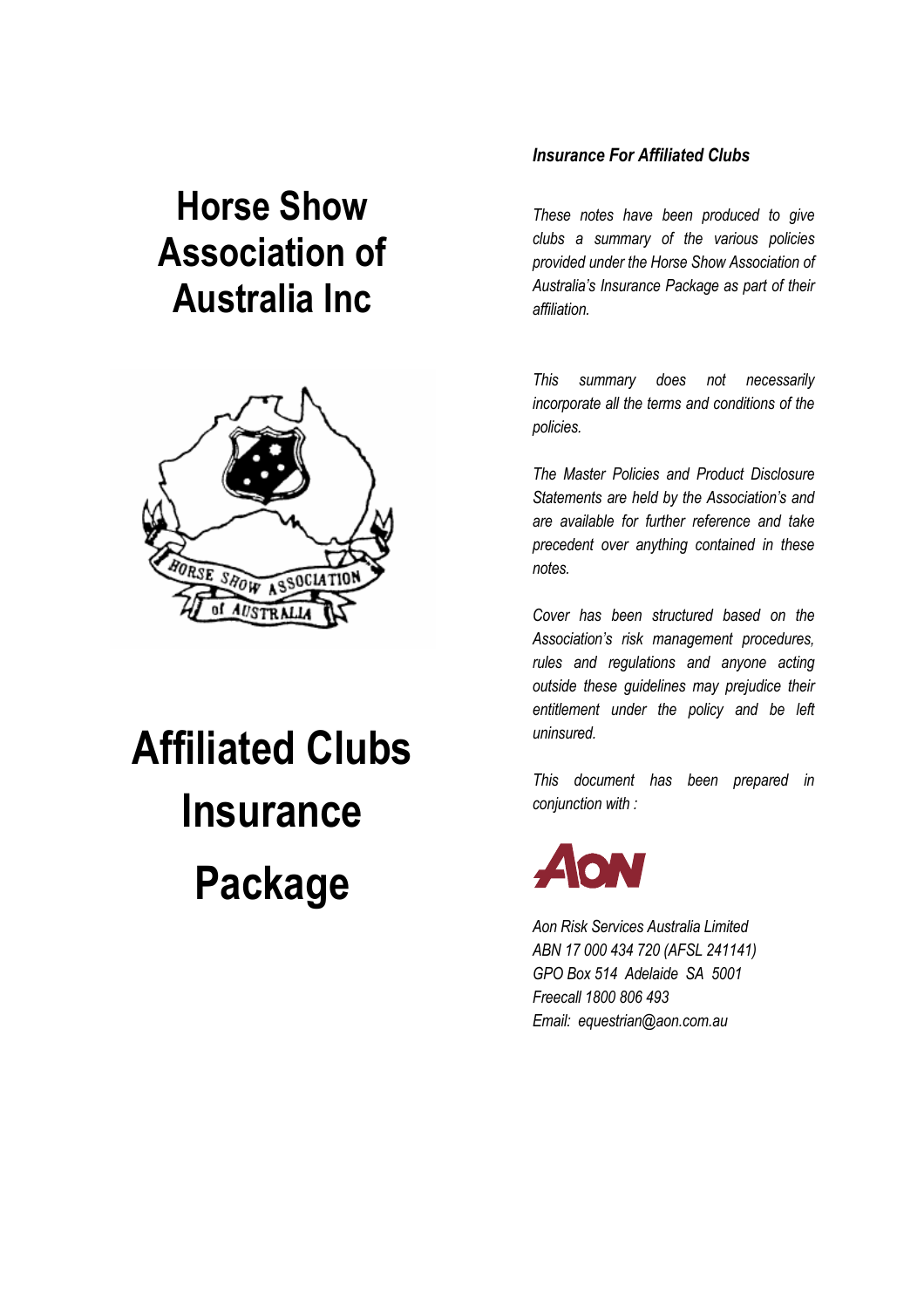# Horse Show Association of Australia Inc

# Affiliated Clubs Insurance Package

***Insurance For Affiliated Clubs***

*These notes have been produced to give clubs a summary of the various policies provided under the Horse Show Association of Australia's Insurance Package as part of their affiliation.*

*This summary does not necessarily incorporate all the terms and conditions of the policies.*

*The Master Policies and Product Disclosure Statements are held by the Association's and are available for further reference and take precedent over anything contained in these notes.*

*Cover has been structured based on the Association's risk management procedures, rules and regulations and anyone acting outside these guidelines may prejudice their entitlement under the policy and be left uninsured.*

*This document has been prepared in conjunction with :*

*Aon Risk Services Australia Limited*
*ABN 17 000 434 720 (AFSL 241141)*
*GPO Box 514 Adelaide SA 5001*
*Freecall 1800 806 493*
*Email: equestrian@aon.com.au*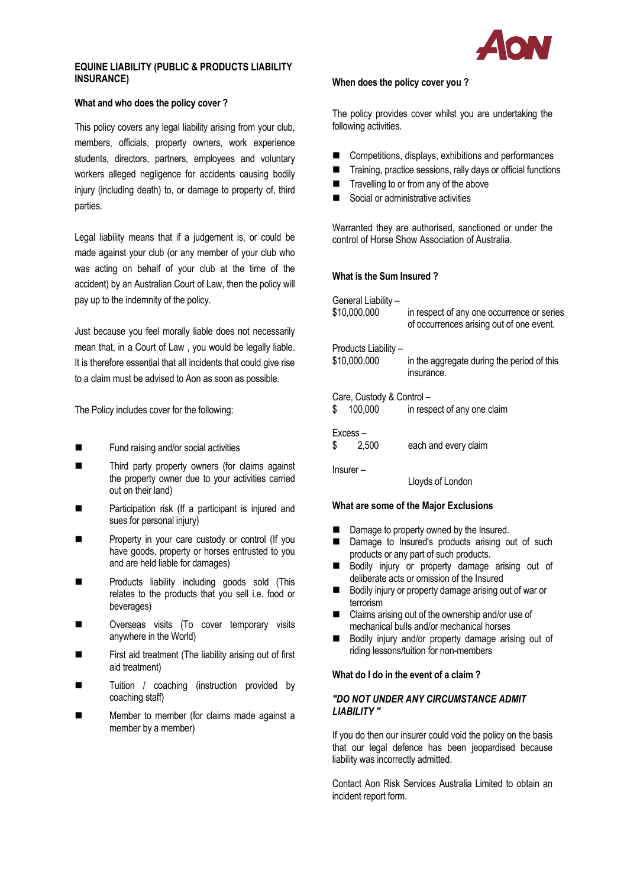## EQUINE LIABILITY (PUBLIC & PRODUCTS LIABILITY INSURANCE)

### What and who does the policy cover ?

This policy covers any legal liability arising from your club, members, officials, property owners, work experience students, directors, partners, employees and voluntary workers alleged negligence for accidents causing bodily injury (including death) to, or damage to property of, third parties.

Legal liability means that if a judgement is, or could be made against your club (or any member of your club who was acting on behalf of your club at the time of the accident) by an Australian Court of Law, then the policy will pay up to the indemnity of the policy.

Just because you feel morally liable does not necessarily mean that, in a Court of Law , you would be legally liable. It is therefore essential that all incidents that could give rise to a claim must be advised to Aon as soon as possible.

The Policy includes cover for the following:

- Fund raising and/or social activities
- Third party property owners (for claims against the property owner due to your activities carried out on their land)
- Participation risk (If a participant is injured and sues for personal injury)
- Property in your care custody or control (If you have goods, property or horses entrusted to you and are held liable for damages)
- Products liability including goods sold (This relates to the products that you sell i.e. food or beverages)
- Overseas visits (To cover temporary visits anywhere in the World)
- First aid treatment (The liability arising out of first aid treatment)
- Tuition / coaching (instruction provided by coaching staff)
- Member to member (for claims made against a member by a member)

### When does the policy cover you ?

The policy provides cover whilst you are undertaking the following activities.

- Competitions, displays, exhibitions and performances
- Training, practice sessions, rally days or official functions
- Travelling to or from any of the above
- Social or administrative activities

Warranted they are authorised, sanctioned or under the control of Horse Show Association of Australia.

### What is the Sum Insured ?

General Liability –
$10,000,000 in respect of any one occurrence or series of occurrences arising out of one event.

Products Liability –
$10,000,000 in the aggregate during the period of this insurance.

Care, Custody & Control –
$ 100,000 in respect of any one claim

Excess –
$ 2,500 each and every claim

Insurer –
Lloyds of London

### What are some of the Major Exclusions

- Damage to property owned by the Insured.
- Damage to Insured's products arising out of such products or any part of such products.
- Bodily injury or property damage arising out of deliberate acts or omission of the Insured
- Bodily injury or property damage arising out of war or terrorism
- Claims arising out of the ownership and/or use of mechanical bulls and/or mechanical horses
- Bodily injury and/or property damage arising out of riding lessons/tuition for non-members

### What do I do in the event of a claim ?

***"DO NOT UNDER ANY CIRCUMSTANCE ADMIT LIABILITY "***

If you do then our insurer could void the policy on the basis that our legal defence has been jeopardised because liability was incorrectly admitted.

Contact Aon Risk Services Australia Limited to obtain an incident report form.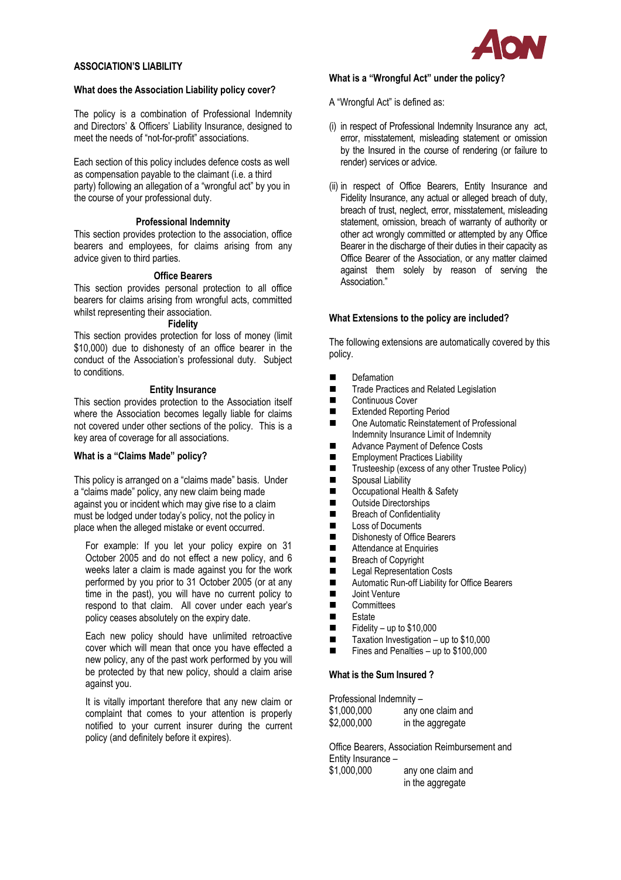## ASSOCIATION'S LIABILITY

### What does the Association Liability policy cover?

The policy is a combination of Professional Indemnity and Directors' & Officers' Liability Insurance, designed to meet the needs of "not-for-profit" associations.

Each section of this policy includes defence costs as well as compensation payable to the claimant (i.e. a third party) following an allegation of a "wrongful act" by you in the course of your professional duty.

#### Professional Indemnity

This section provides protection to the association, office bearers and employees, for claims arising from any advice given to third parties.

#### Office Bearers

This section provides personal protection to all office bearers for claims arising from wrongful acts, committed whilst representing their association.

#### Fidelity

This section provides protection for loss of money (limit $10,000) due to dishonesty of an office bearer in the conduct of the Association's professional duty. Subject to conditions.

#### Entity Insurance

This section provides protection to the Association itself where the Association becomes legally liable for claims not covered under other sections of the policy. This is a key area of coverage for all associations.

### What is a "Claims Made" policy?

This policy is arranged on a "claims made" basis. Under a "claims made" policy, any new claim being made against you or incident which may give rise to a claim must be lodged under today's policy, not the policy in place when the alleged mistake or event occurred.

For example: If you let your policy expire on 31 October 2005 and do not effect a new policy, and 6 weeks later a claim is made against you for the work performed by you prior to 31 October 2005 (or at any time in the past), you will have no current policy to respond to that claim. All cover under each year's policy ceases absolutely on the expiry date.

Each new policy should have unlimited retroactive cover which will mean that once you have effected a new policy, any of the past work performed by you will be protected by that new policy, should a claim arise against you.

It is vitally important therefore that any new claim or complaint that comes to your attention is properly notified to your current insurer during the current policy (and definitely before it expires).

### What is a "Wrongful Act" under the policy?

A "Wrongful Act" is defined as:

(i) in respect of Professional Indemnity Insurance any act, error, misstatement, misleading statement or omission by the Insured in the course of rendering (or failure to render) services or advice.

(ii) in respect of Office Bearers, Entity Insurance and Fidelity Insurance, any actual or alleged breach of duty, breach of trust, neglect, error, misstatement, misleading statement, omission, breach of warranty of authority or other act wrongly committed or attempted by any Office Bearer in the discharge of their duties in their capacity as Office Bearer of the Association, or any matter claimed against them solely by reason of serving the Association."

### What Extensions to the policy are included?

The following extensions are automatically covered by this policy.

- Defamation
- Trade Practices and Related Legislation
- Continuous Cover
- Extended Reporting Period
- One Automatic Reinstatement of Professional Indemnity Insurance Limit of Indemnity
- Advance Payment of Defence Costs
- Employment Practices Liability
- Trusteeship (excess of any other Trustee Policy)
- Spousal Liability
- Occupational Health & Safety
- Outside Directorships
- Breach of Confidentiality
- Loss of Documents
- Dishonesty of Office Bearers
- Attendance at Enquiries
- Breach of Copyright
- Legal Representation Costs
- Automatic Run-off Liability for Office Bearers
- Joint Venture
- Committees
- Estate
- Fidelity – up to $10,000
- Taxation Investigation – up to $10,000
- Fines and Penalties – up to $100,000

### What is the Sum Insured ?

Professional Indemnity –
$1,000,000 any one claim and
$2,000,000 in the aggregate

Office Bearers, Association Reimbursement and Entity Insurance –
$1,000,000 any one claim and in the aggregate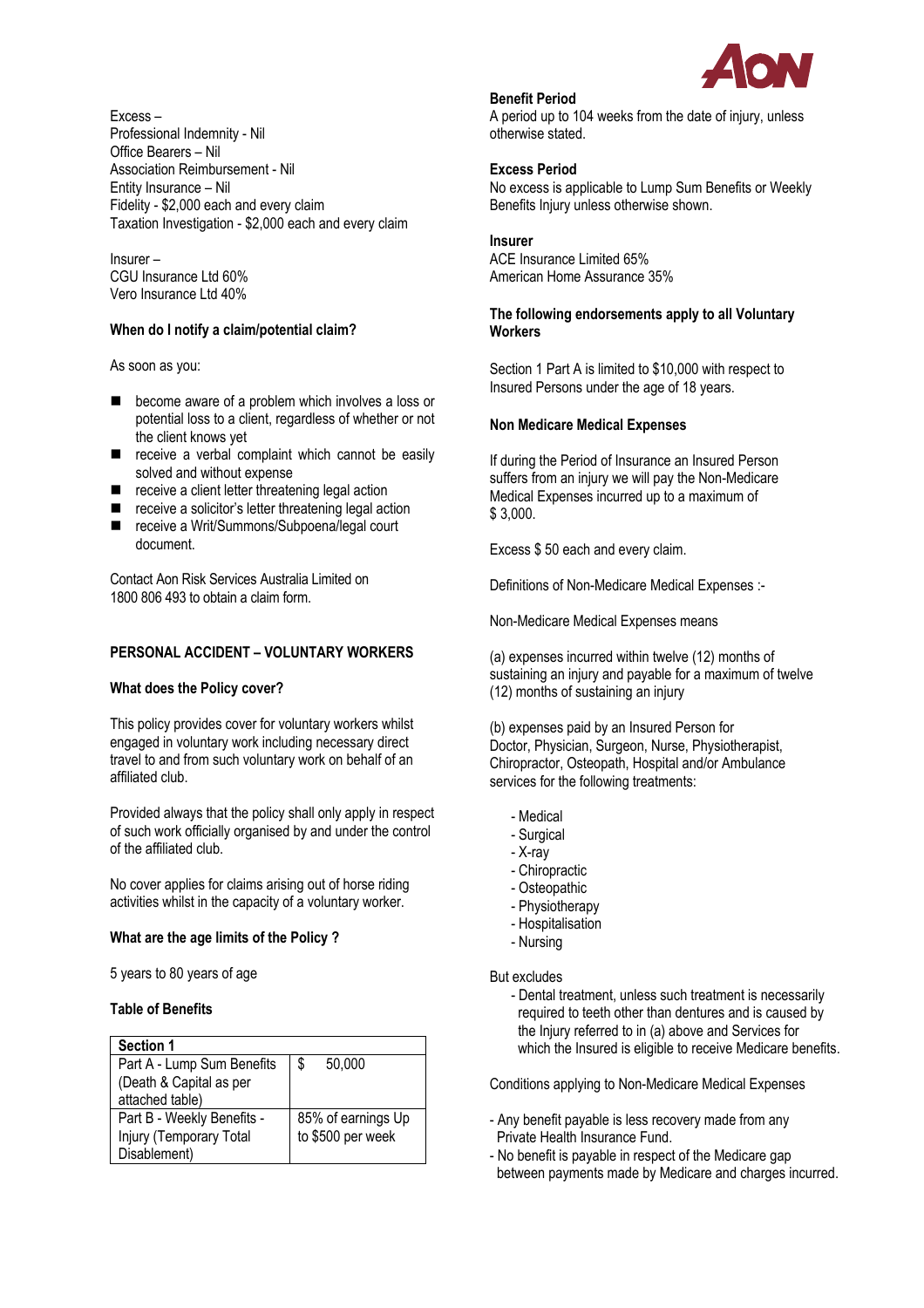Excess –
Professional Indemnity - Nil
Office Bearers – Nil
Association Reimbursement - Nil
Entity Insurance – Nil
Fidelity - $2,000 each and every claim
Taxation Investigation - $2,000 each and every claim

Insurer –
CGU Insurance Ltd 60%
Vero Insurance Ltd 40%

**When do I notify a claim/potential claim?**

As soon as you:

- become aware of a problem which involves a loss or potential loss to a client, regardless of whether or not the client knows yet
- receive a verbal complaint which cannot be easily solved and without expense
- receive a client letter threatening legal action
- receive a solicitor's letter threatening legal action
- receive a Writ/Summons/Subpoena/legal court document.

Contact Aon Risk Services Australia Limited on 1800 806 493 to obtain a claim form.

## PERSONAL ACCIDENT – VOLUNTARY WORKERS

**What does the Policy cover?**

This policy provides cover for voluntary workers whilst engaged in voluntary work including necessary direct travel to and from such voluntary work on behalf of an affiliated club.

Provided always that the policy shall only apply in respect of such work officially organised by and under the control of the affiliated club.

No cover applies for claims arising out of horse riding activities whilst in the capacity of a voluntary worker.

**What are the age limits of the Policy ?**

5 years to 80 years of age

**Table of Benefits**

| Section 1 | |
|---|---|
| Part A - Lump Sum Benefits (Death & Capital as per attached table) | $ 50,000 |
| Part B - Weekly Benefits - Injury (Temporary Total Disablement) | 85% of earnings Up to $500 per week |

**Benefit Period**
A period up to 104 weeks from the date of injury, unless otherwise stated.

**Excess Period**
No excess is applicable to Lump Sum Benefits or Weekly Benefits Injury unless otherwise shown.

**Insurer**
ACE Insurance Limited 65%
American Home Assurance 35%

**The following endorsements apply to all Voluntary Workers**

Section 1 Part A is limited to $10,000 with respect to Insured Persons under the age of 18 years.

**Non Medicare Medical Expenses**

If during the Period of Insurance an Insured Person suffers from an injury we will pay the Non-Medicare Medical Expenses incurred up to a maximum of $ 3,000.

Excess $ 50 each and every claim.

Definitions of Non-Medicare Medical Expenses :-

Non-Medicare Medical Expenses means

(a) expenses incurred within twelve (12) months of sustaining an injury and payable for a maximum of twelve (12) months of sustaining an injury

(b) expenses paid by an Insured Person for Doctor, Physician, Surgeon, Nurse, Physiotherapist, Chiropractor, Osteopath, Hospital and/or Ambulance services for the following treatments:

- Medical
- Surgical
- X-ray
- Chiropractic
- Osteopathic
- Physiotherapy
- Hospitalisation
- Nursing

But excludes

- Dental treatment, unless such treatment is necessarily required to teeth other than dentures and is caused by the Injury referred to in (a) above and Services for which the Insured is eligible to receive Medicare benefits.

Conditions applying to Non-Medicare Medical Expenses

- Any benefit payable is less recovery made from any Private Health Insurance Fund.
- No benefit is payable in respect of the Medicare gap between payments made by Medicare and charges incurred.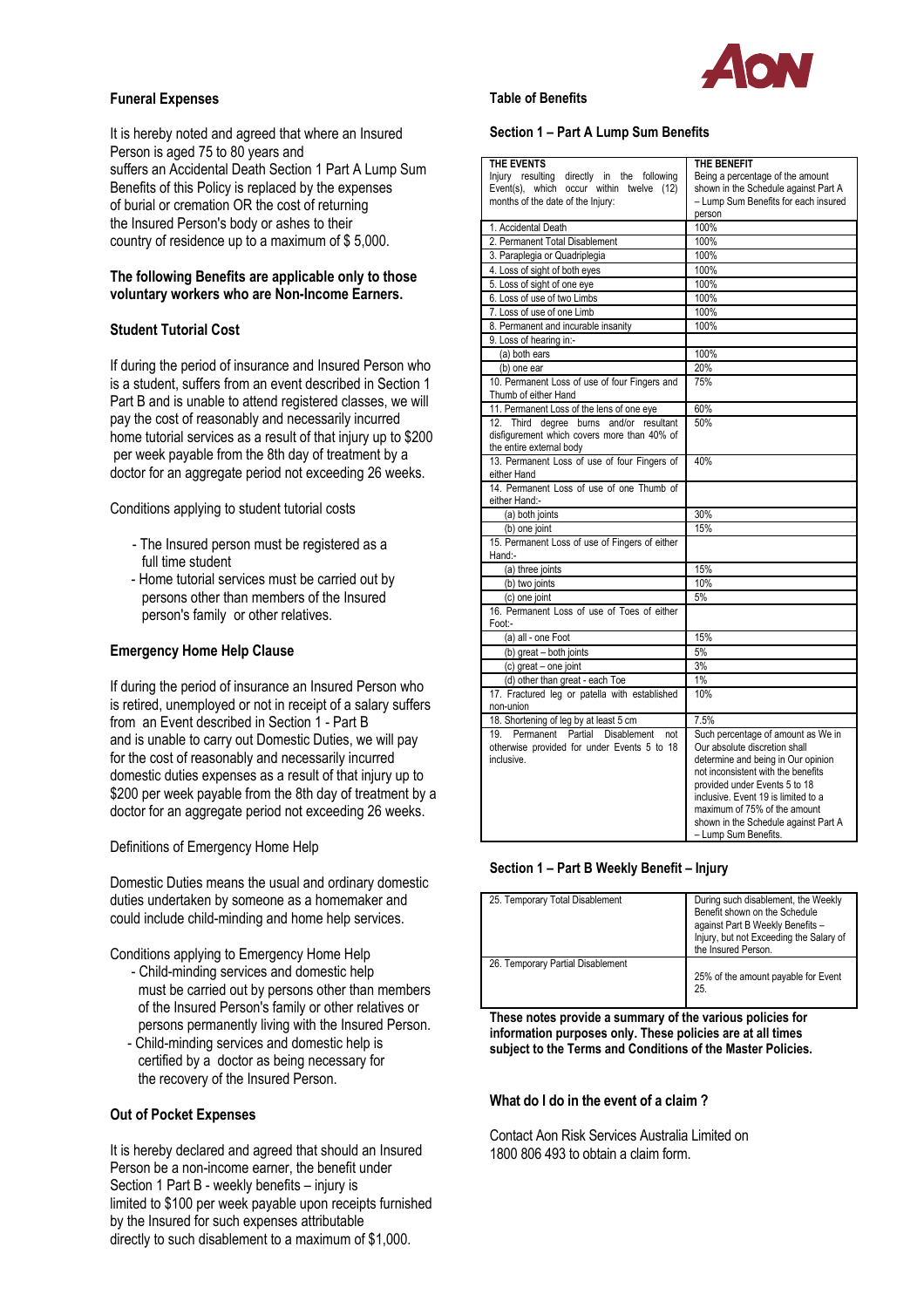### Funeral Expenses

It is hereby noted and agreed that where an Insured Person is aged 75 to 80 years and suffers an Accidental Death Section 1 Part A Lump Sum Benefits of this Policy is replaced by the expenses of burial or cremation OR the cost of returning the Insured Person's body or ashes to their country of residence up to a maximum of $ 5,000.

**The following Benefits are applicable only to those voluntary workers who are Non-Income Earners.**

### Student Tutorial Cost

If during the period of insurance and Insured Person who is a student, suffers from an event described in Section 1 Part B and is unable to attend registered classes, we will pay the cost of reasonably and necessarily incurred home tutorial services as a result of that injury up to $200 per week payable from the 8th day of treatment by a doctor for an aggregate period not exceeding 26 weeks.

Conditions applying to student tutorial costs

- The Insured person must be registered as a full time student
- Home tutorial services must be carried out by persons other than members of the Insured person's family or other relatives.

### Emergency Home Help Clause

If during the period of insurance an Insured Person who is retired, unemployed or not in receipt of a salary suffers from an Event described in Section 1 - Part B and is unable to carry out Domestic Duties, we will pay for the cost of reasonably and necessarily incurred domestic duties expenses as a result of that injury up to $200 per week payable from the 8th day of treatment by a doctor for an aggregate period not exceeding 26 weeks.

Definitions of Emergency Home Help

Domestic Duties means the usual and ordinary domestic duties undertaken by someone as a homemaker and could include child-minding and home help services.

Conditions applying to Emergency Home Help

- Child-minding services and domestic help must be carried out by persons other than members of the Insured Person's family or other relatives or persons permanently living with the Insured Person.
- Child-minding services and domestic help is certified by a doctor as being necessary for the recovery of the Insured Person.

### Out of Pocket Expenses

It is hereby declared and agreed that should an Insured Person be a non-income earner, the benefit under Section 1 Part B - weekly benefits – injury is limited to $100 per week payable upon receipts furnished by the Insured for such expenses attributable directly to such disablement to a maximum of $1,000.

### Table of Benefits

#### Section 1 – Part A Lump Sum Benefits

| **THE EVENTS** Injury resulting directly in the following Event(s), which occur within twelve (12) months of the date of the Injury: | **THE BENEFIT** Being a percentage of the amount shown in the Schedule against Part A – Lump Sum Benefits for each insured person |
|---|---|
| 1. Accidental Death | 100% |
| 2. Permanent Total Disablement | 100% |
| 3. Paraplegia or Quadriplegia | 100% |
| 4. Loss of sight of both eyes | 100% |
| 5. Loss of sight of one eye | 100% |
| 6. Loss of use of two Limbs | 100% |
| 7. Loss of use of one Limb | 100% |
| 8. Permanent and incurable insanity | 100% |
| 9. Loss of hearing in:- | |
| (a) both ears | 100% |
| (b) one ear | 20% |
| 10. Permanent Loss of use of four Fingers and Thumb of either Hand | 75% |
| 11. Permanent Loss of the lens of one eye | 60% |
| 12. Third degree burns and/or resultant disfigurement which covers more than 40% of the entire external body | 50% |
| 13. Permanent Loss of use of four Fingers of either Hand | 40% |
| 14. Permanent Loss of use of one Thumb of either Hand:- | |
| (a) both joints | 30% |
| (b) one joint | 15% |
| 15. Permanent Loss of use of Fingers of either Hand:- | |
| (a) three joints | 15% |
| (b) two joints | 10% |
| (c) one joint | 5% |
| 16. Permanent Loss of use of Toes of either Foot:- | |
| (a) all - one Foot | 15% |
| (b) great – both joints | 5% |
| (c) great – one joint | 3% |
| (d) other than great - each Toe | 1% |
| 17. Fractured leg or patella with established non-union | 10% |
| 18. Shortening of leg by at least 5 cm | 7.5% |
| 19. Permanent Partial Disablement not otherwise provided for under Events 5 to 18 inclusive. | Such percentage of amount as We in Our absolute discretion shall determine and being in Our opinion not inconsistent with the benefits provided under Events 5 to 18 inclusive. Event 19 is limited to a maximum of 75% of the amount shown in the Schedule against Part A – Lump Sum Benefits. |

#### Section 1 – Part B Weekly Benefit – Injury

| | |
|---|---|
| 25. Temporary Total Disablement | During such disablement, the Weekly Benefit shown on the Schedule against Part B Weekly Benefits – Injury, but not Exceeding the Salary of the Insured Person. |
| 26. Temporary Partial Disablement | 25% of the amount payable for Event 25. |

**These notes provide a summary of the various policies for information purposes only. These policies are at all times subject to the Terms and Conditions of the Master Policies.**

### What do I do in the event of a claim ?

Contact Aon Risk Services Australia Limited on 1800 806 493 to obtain a claim form.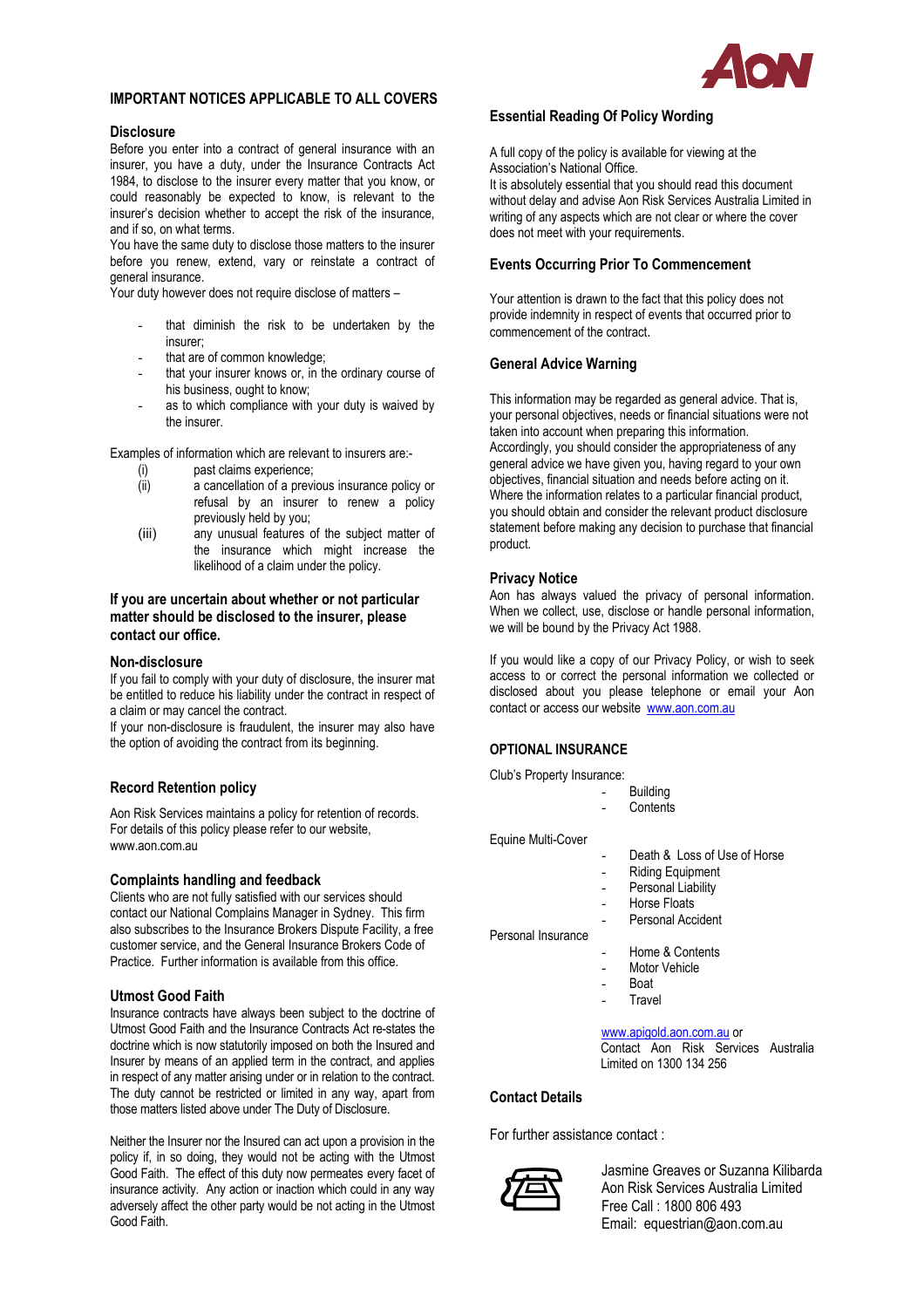# IMPORTANT NOTICES APPLICABLE TO ALL COVERS

## Disclosure

Before you enter into a contract of general insurance with an insurer, you have a duty, under the Insurance Contracts Act 1984, to disclose to the insurer every matter that you know, or could reasonably be expected to know, is relevant to the insurer's decision whether to accept the risk of the insurance, and if so, on what terms.

You have the same duty to disclose those matters to the insurer before you renew, extend, vary or reinstate a contract of general insurance.

Your duty however does not require disclose of matters –

- that diminish the risk to be undertaken by the insurer;
- that are of common knowledge;
- that your insurer knows or, in the ordinary course of his business, ought to know;
- as to which compliance with your duty is waived by the insurer.

Examples of information which are relevant to insurers are:-

(i) past claims experience;
(ii) a cancellation of a previous insurance policy or refusal by an insurer to renew a policy previously held by you;
(iii) any unusual features of the subject matter of the insurance which might increase the likelihood of a claim under the policy.

**If you are uncertain about whether or not particular matter should be disclosed to the insurer, please contact our office.**

## Non-disclosure

If you fail to comply with your duty of disclosure, the insurer mat be entitled to reduce his liability under the contract in respect of a claim or may cancel the contract.

If your non-disclosure is fraudulent, the insurer may also have the option of avoiding the contract from its beginning.

## Record Retention policy

Aon Risk Services maintains a policy for retention of records. For details of this policy please refer to our website, www.aon.com.au

## Complaints handling and feedback

Clients who are not fully satisfied with our services should contact our National Complains Manager in Sydney. This firm also subscribes to the Insurance Brokers Dispute Facility, a free customer service, and the General Insurance Brokers Code of Practice. Further information is available from this office.

## Utmost Good Faith

Insurance contracts have always been subject to the doctrine of Utmost Good Faith and the Insurance Contracts Act re-states the doctrine which is now statutorily imposed on both the Insured and Insurer by means of an applied term in the contract, and applies in respect of any matter arising under or in relation to the contract. The duty cannot be restricted or limited in any way, apart from those matters listed above under The Duty of Disclosure.

Neither the Insurer nor the Insured can act upon a provision in the policy if, in so doing, they would not be acting with the Utmost Good Faith. The effect of this duty now permeates every facet of insurance activity. Any action or inaction which could in any way adversely affect the other party would be not acting in the Utmost Good Faith.

## Essential Reading Of Policy Wording

A full copy of the policy is available for viewing at the Association's National Office.

It is absolutely essential that you should read this document without delay and advise Aon Risk Services Australia Limited in writing of any aspects which are not clear or where the cover does not meet with your requirements.

## Events Occurring Prior To Commencement

Your attention is drawn to the fact that this policy does not provide indemnity in respect of events that occurred prior to commencement of the contract.

## General Advice Warning

This information may be regarded as general advice. That is, your personal objectives, needs or financial situations were not taken into account when preparing this information. Accordingly, you should consider the appropriateness of any general advice we have given you, having regard to your own objectives, financial situation and needs before acting on it. Where the information relates to a particular financial product, you should obtain and consider the relevant product disclosure statement before making any decision to purchase that financial product.

## Privacy Notice

Aon has always valued the privacy of personal information. When we collect, use, disclose or handle personal information, we will be bound by the Privacy Act 1988.

If you would like a copy of our Privacy Policy, or wish to seek access to or correct the personal information we collected or disclosed about you please telephone or email your Aon contact or access our website www.aon.com.au

# OPTIONAL INSURANCE

Club's Property Insurance:

- Building
- Contents

Equine Multi-Cover

- Death & Loss of Use of Horse
- Riding Equipment
- Personal Liability
- Horse Floats
- Personal Accident

Personal Insurance

- Home & Contents
- Motor Vehicle
- Boat
- Travel

www.apigold.aon.com.au or
Contact Aon Risk Services Australia Limited on 1300 134 256

## Contact Details

For further assistance contact :

Jasmine Greaves or Suzanna Kilibarda
Aon Risk Services Australia Limited
Free Call : 1800 806 493
Email: equestrian@aon.com.au